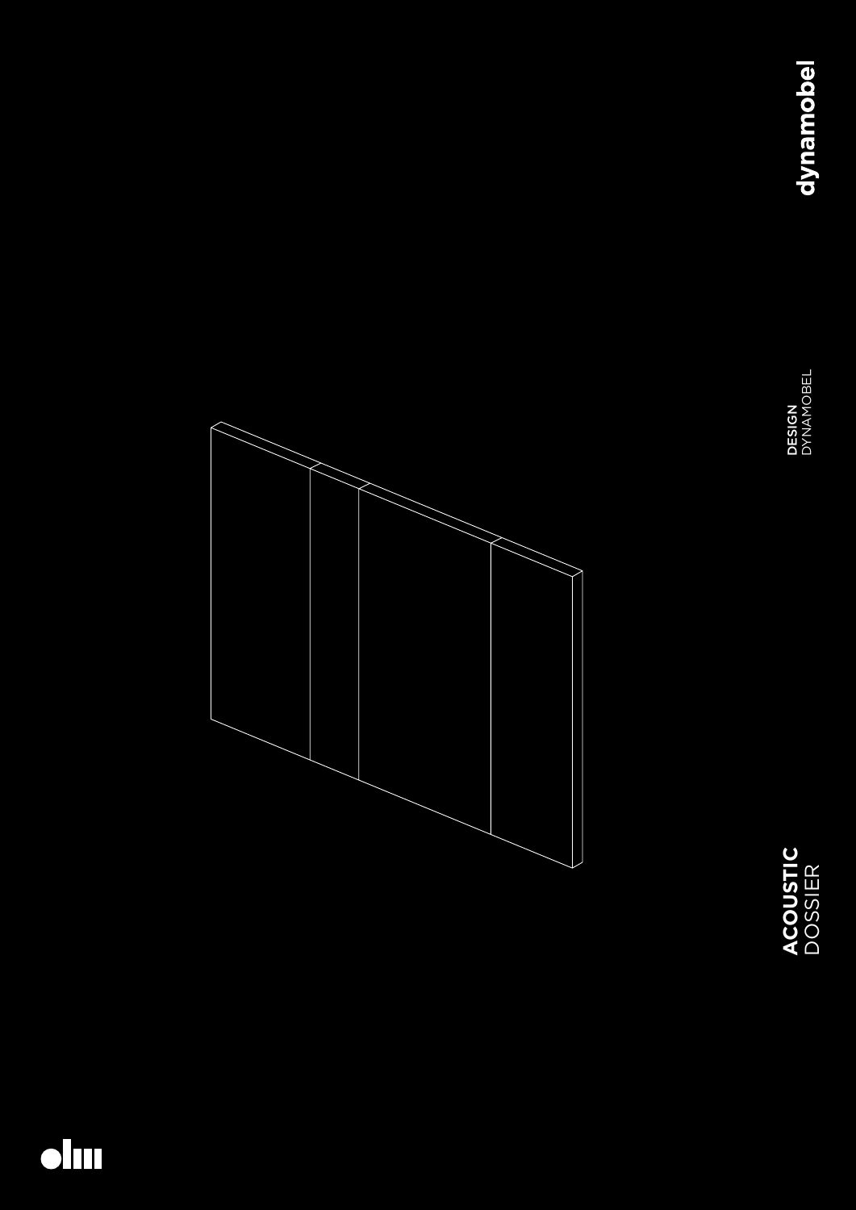# ACOUSTIC DOSSIER

**DESIGN** DYNAMOBEL

dynamobel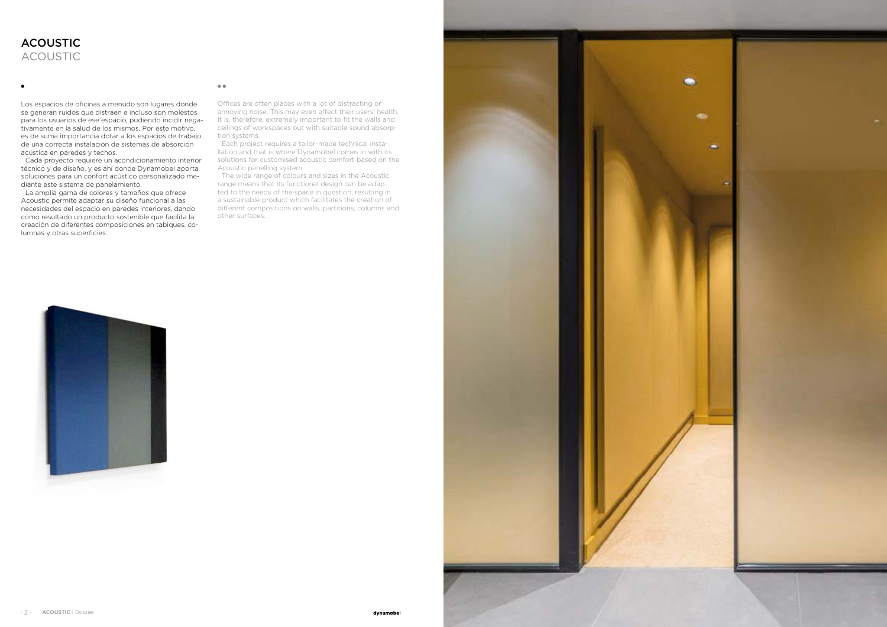# ACOUSTIC

## ACOUSTIC

•

Los espacios de oficinas a menudo son lugares donde se generan ruidos que distraen e incluso son molestos para los usuarios de ese espacio, pudiendo incidir negativamente en la salud de los mismos. Por este motivo, es de suma importancia dotar a los espacios de trabajo de una correcta instalación de sistemas de absorción acústica en paredes y techos.

Cada proyecto requiere un acondicionamiento interior técnico y de diseño, y es ahí donde Dynamobel aporta soluciones para un confort acústico personalizado mediante este sistema de panelamiento.

La amplia gama de colores y tamaños que ofrece Acoustic permite adaptar su diseño funcional a las necesidades del espacio en paredes interiores, dando como resultado un producto sostenible que facilita la creación de diferentes composiciones en tabiques, columnas y otras superficies.

••

Offices are often places with a lot of distracting or annoying noise. This may even affect their users' health. It is, therefore, extremely important to fit the walls and ceilings of workspaces out with suitable sound absorption systems.

Each project requires a tailor-made technical installation and that is where Dynamobel comes in with its solutions for customised acoustic comfort based on the Acoustic panelling system.

The wide range of colours and sizes in the Acoustic range means that its functional design can be adapted to the needs of the space in question, resulting in a sustainable product which facilitates the creation of different compositions on walls, partitions, columns and other surfaces.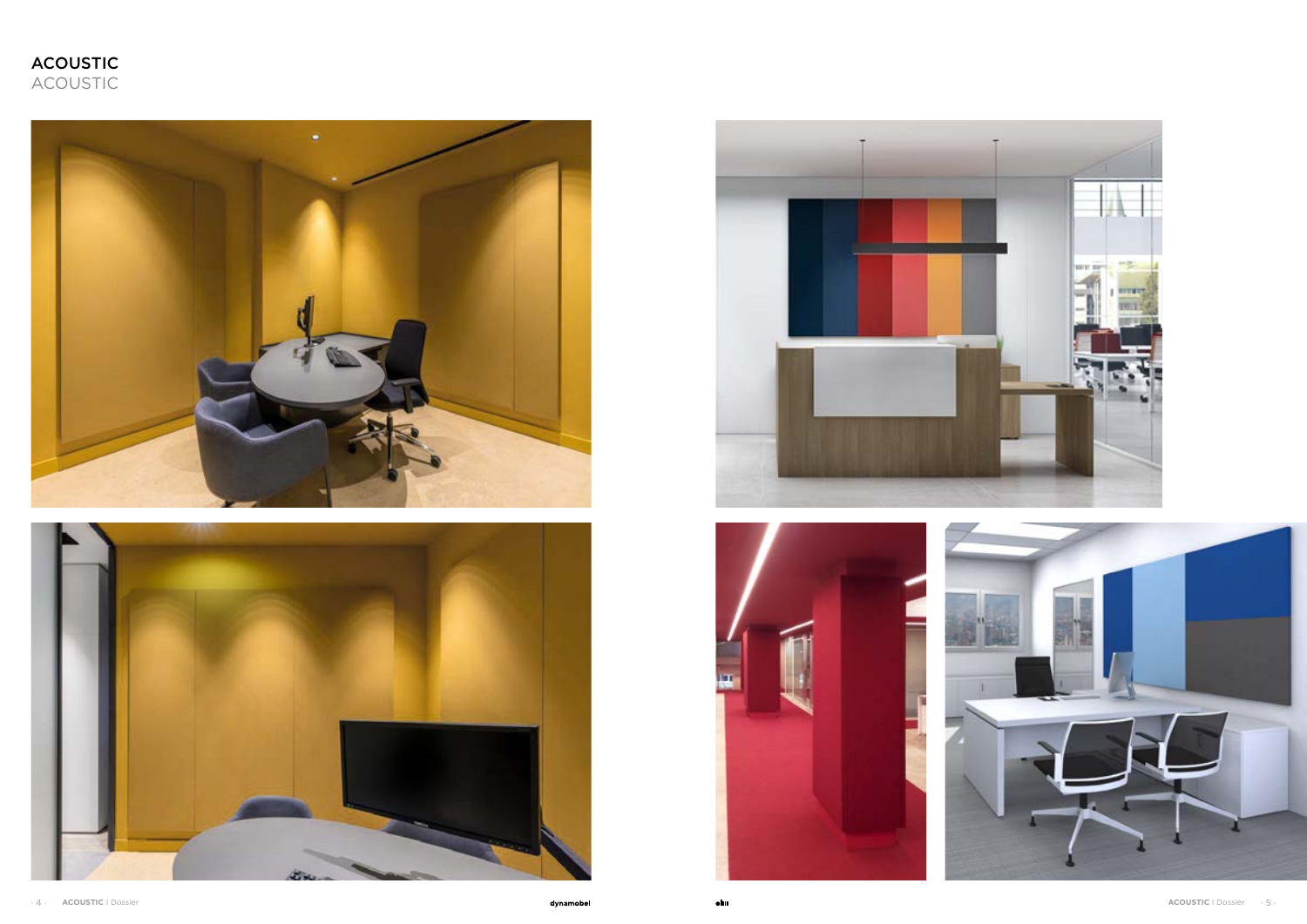# ACOUSTIC
## ACOUSTIC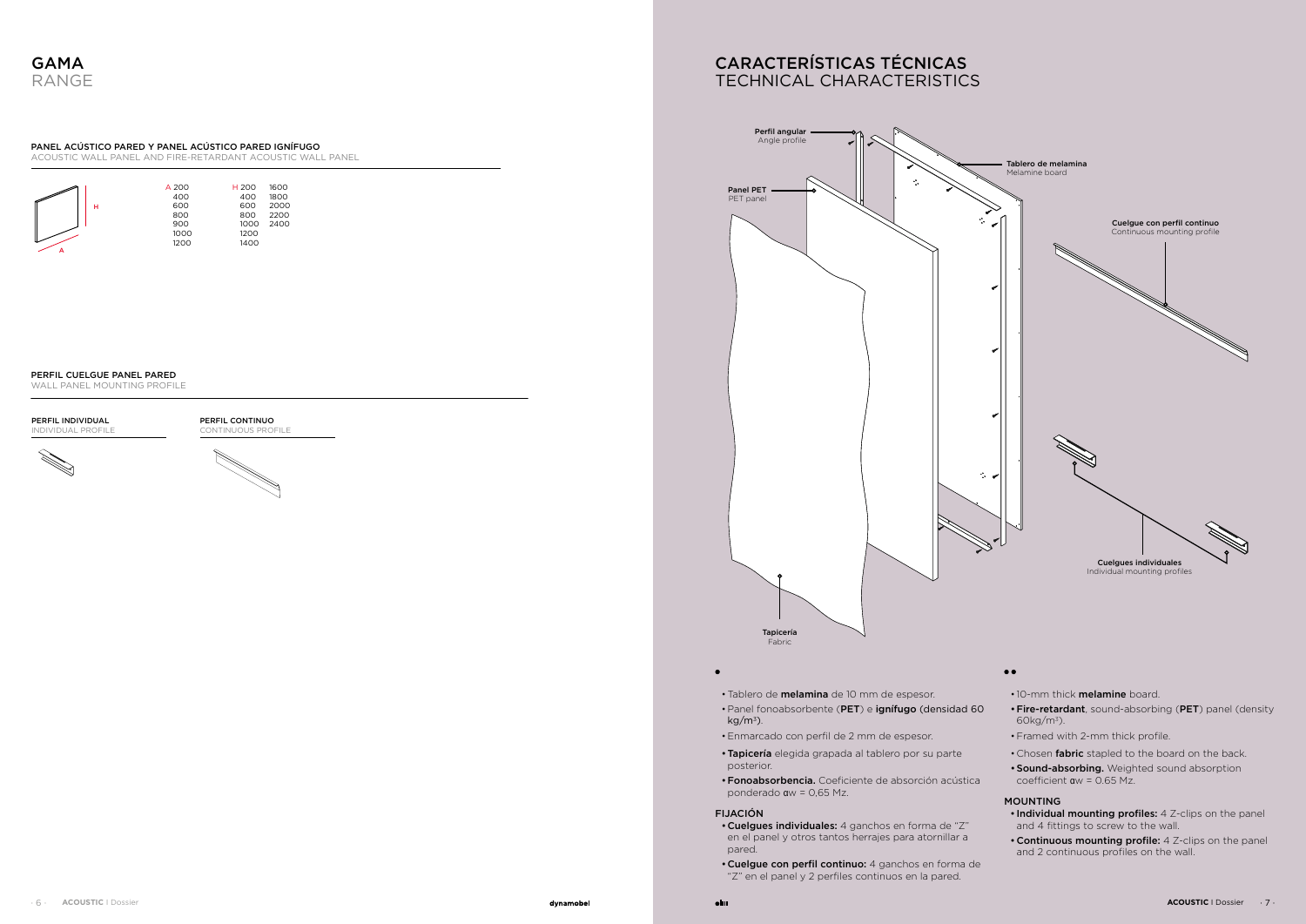# GAMA
RANGE

### PANEL ACÚSTICO PARED Y PANEL ACÚSTICO PARED IGNÍFUGO
ACOUSTIC WALL PANEL AND FIRE-RETARDANT ACOUSTIC WALL PANEL

| A | H | |
|---|---|---|
| 200 | 200 | 1600 |
| 400 | 400 | 1800 |
| 600 | 600 | 2000 |
| 800 | 800 | 2200 |
| 900 | 1000 | 2400 |
| 1000 | 1200 | |
| 1200 | 1400 | |

### PERFIL CUELGUE PANEL PARED
WALL PANEL MOUNTING PROFILE

**PERFIL INDIVIDUAL**
INDIVIDUAL PROFILE

**PERFIL CONTINUO**
CONTINUOUS PROFILE

# CARACTERÍSTICAS TÉCNICAS
TECHNICAL CHARACTERISTICS

**Perfil angular**
Angle profile

**Tablero de melamina**
Melamine board

**Panel PET**
PET panel

**Cuelgue con perfil continuo**
Continuous mounting profile

**Cuelgues individuales**
Individual mounting profiles

**Tapicería**
Fabric

●

- Tablero de **melamina** de 10 mm de espesor.
- Panel fonoabsorbente (**PET**) e **ignífugo** (densidad 60 kg/m³).
- Enmarcado con perfil de 2 mm de espesor.
- **Tapicería** elegida grapada al tablero por su parte posterior.
- **Fonoabsorbencia.** Coeficiente de absorción acústica ponderado αw = 0,65 Mz.

### FIJACIÓN

- **Cuelgues individuales:** 4 ganchos en forma de "Z" en el panel y otros tantos herrajes para atornillar a pared.
- **Cuelgue con perfil continuo:** 4 ganchos en forma de "Z" en el panel y 2 perfiles continuos en la pared.

●●

- 10-mm thick **melamine** board.
- **Fire-retardant**, sound-absorbing (**PET**) panel (density 60kg/m³).
- Framed with 2-mm thick profile.
- Chosen **fabric** stapled to the board on the back.
- **Sound-absorbing.** Weighted sound absorption coefficient αw = 0.65 Mz.

### MOUNTING

- **Individual mounting profiles:** 4 Z-clips on the panel and 4 fittings to screw to the wall.
- **Continuous mounting profile:** 4 Z-clips on the panel and 2 continuous profiles on the wall.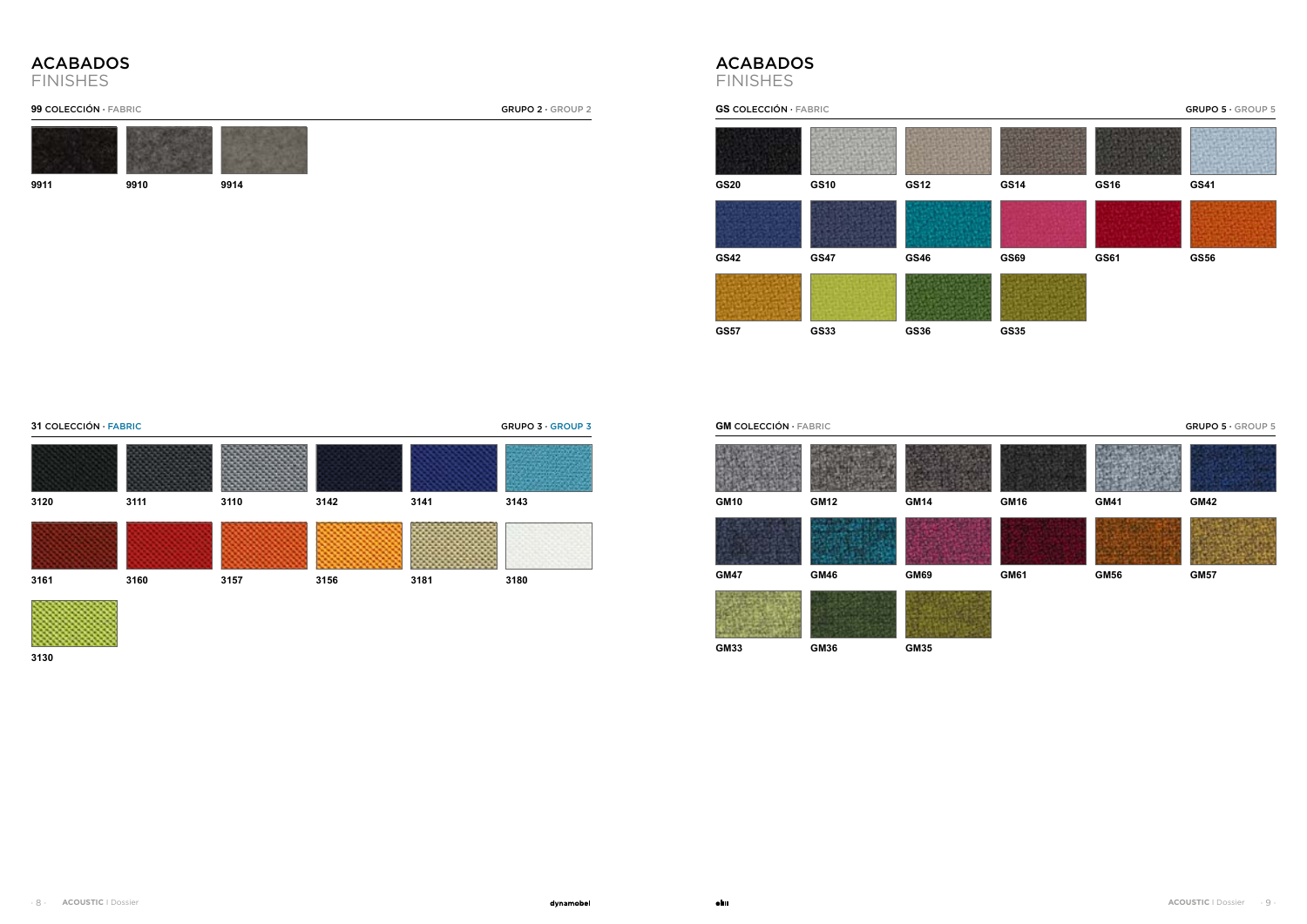# ACABADOS
## FINISHES

**99 COLECCIÓN** · FABRIC — **GRUPO 2** · GROUP 2

9911 | 9910 | 9914

**31 COLECCIÓN** · FABRIC — **GRUPO 3** · GROUP 3

3120 | 3111 | 3110 | 3142 | 3141 | 3143

3161 | 3160 | 3157 | 3156 | 3181 | 3180

3130

# ACABADOS
## FINISHES

**GS COLECCIÓN** · FABRIC — **GRUPO 5** · GROUP 5

GS20 | GS10 | GS12 | GS14 | GS16 | GS41

GS42 | GS47 | GS46 | GS69 | GS61 | GS56

GS57 | GS33 | GS36 | GS35

**GM COLECCIÓN** · FABRIC — **GRUPO 5** · GROUP 5

GM10 | GM12 | GM14 | GM16 | GM41 | GM42

GM47 | GM46 | GM69 | GM61 | GM56 | GM57

GM33 | GM36 | GM35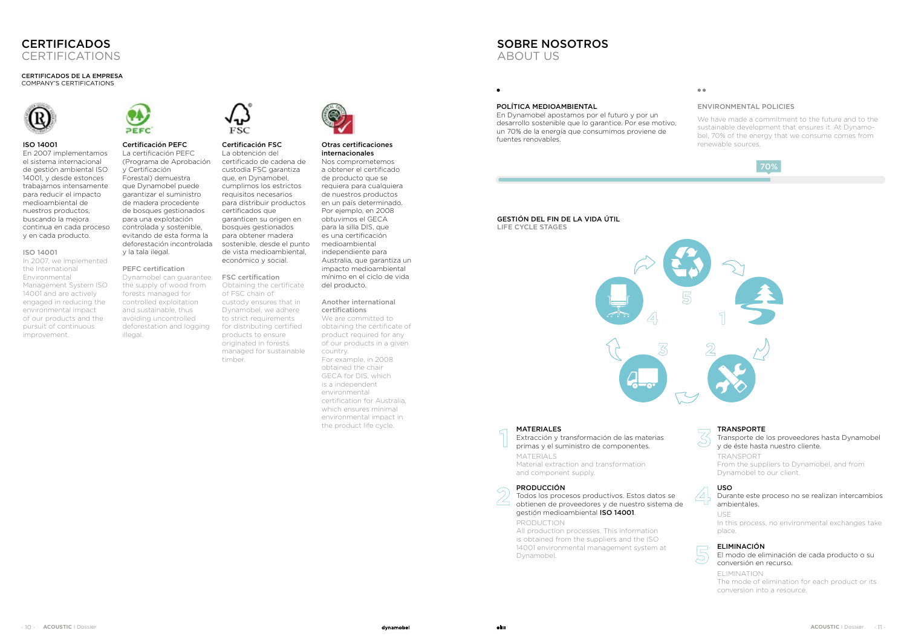# CERTIFICADOS
# CERTIFICATIONS

CERTIFICADOS DE LA EMPRESA
COMPANY'S CERTIFICATIONS

**ISO 14001**
En 2007 implementamos el sistema internacional de gestión ambiental ISO 14001, y desde estonces trabajamos intensamente para reducir el impacto medioambiental de nuestros productos, buscando la mejora continua en cada proceso y en cada producto.

ISO 14001
In 2007, we implemented the International Environmental Management System ISO 14001 and are actively engaged in reducing the environmental impact of our products and the pursuit of continuous improvement.

**Certificación PEFC**
La certificación PEFC (Programa de Aprobación y Certificación Forestal) demuestra que Dynamobel puede garantizar el suministro de madera procedente de bosques gestionados para una explotación controlada y sostenible, evitando de esta forma la deforestación incontrolada y la tala ilegal.

PEFC certification
Dynamobel can guarantee the supply of wood from forests managed for controlled exploitation and sustainable, thus avoiding uncontrolled deforestation and logging illegal.

**Certificación FSC**
La obtención del certificado de cadena de custodia FSC garantiza que, en Dynamobel, cumplimos los estrictos requisitos necesarios para distribuir productos certificados que garanticen su origen en bosques gestionados para obtener madera sostenible, desde el punto de vista medioambiental, económico y social.

FSC certification
Obtaining the certificate of FSC chain of custody ensures that in Dynamobel, we adhere to strict requirements for distributing certified products to ensure originated in forests managed for sustainable timber.

**Otras certificaciones internacionales**
Nos comprometemos a obtener el certificado de producto que se requiera para cualquiera de nuestros productos en un país determinado. Por ejemplo, en 2008 obtuvimos el GECA para la silla DIS, que es una certificación medioambiental independiente para Australia, que garantiza un impacto medioambiental mínimo en el ciclo de vida del producto.

Another international certifications
We are committed to obtaining the certificate of product required for any of our products in a given country.
For example, in 2008 obtained the chair GECA for DIS, which is a independent environmental certification for Australia, which ensures minimal environmental impact in the product life cycle.

# SOBRE NOSOTROS
# ABOUT US

### POLÍTICA MEDIOAMBIENTAL

En Dynamobel apostamos por el futuro y por un desarrollo sostenible que lo garantice. Por ese motivo, un 70% de la energía que consumimos proviene de fuentes renovables.

### ENVIRONMENTAL POLICIES

We have made a commitment to the future and to the sustainable development that ensures it. At Dynamobel, 70% of the energy that we consume comes from renewable sources.

70%

### GESTIÓN DEL FIN DE LA VIDA ÚTIL
LIFE CYCLE STAGES

1 **MATERIALES**
Extracción y transformación de las materias primas y el suministro de componentes.

MATERIALS
Material extraction and transformation and component supply.

2 **PRODUCCIÓN**
Todos los procesos productivos. Estos datos se obtienen de proveedores y de nuestro sistema de gestión medioambiental **ISO 14001**.

PRODUCTION
All production processes. This information is obtained from the suppliers and the ISO 14001 environmental management system at Dynamobel.

3 **TRANSPORTE**
Transporte de los proveedores hasta Dynamobel y de éste hasta nuestro cliente.

TRANSPORT
From the suppliers to Dynamobel, and from Dynamobel to our client.

4 **USO**
Durante este proceso no se realizan intercambios ambientales.

USE
In this process, no environmental exchanges take place.

5 **ELIMINACIÓN**
El modo de eliminación de cada producto o su conversión en recurso.

ELIMINATION
The mode of elimination for each product or its conversion into a resource.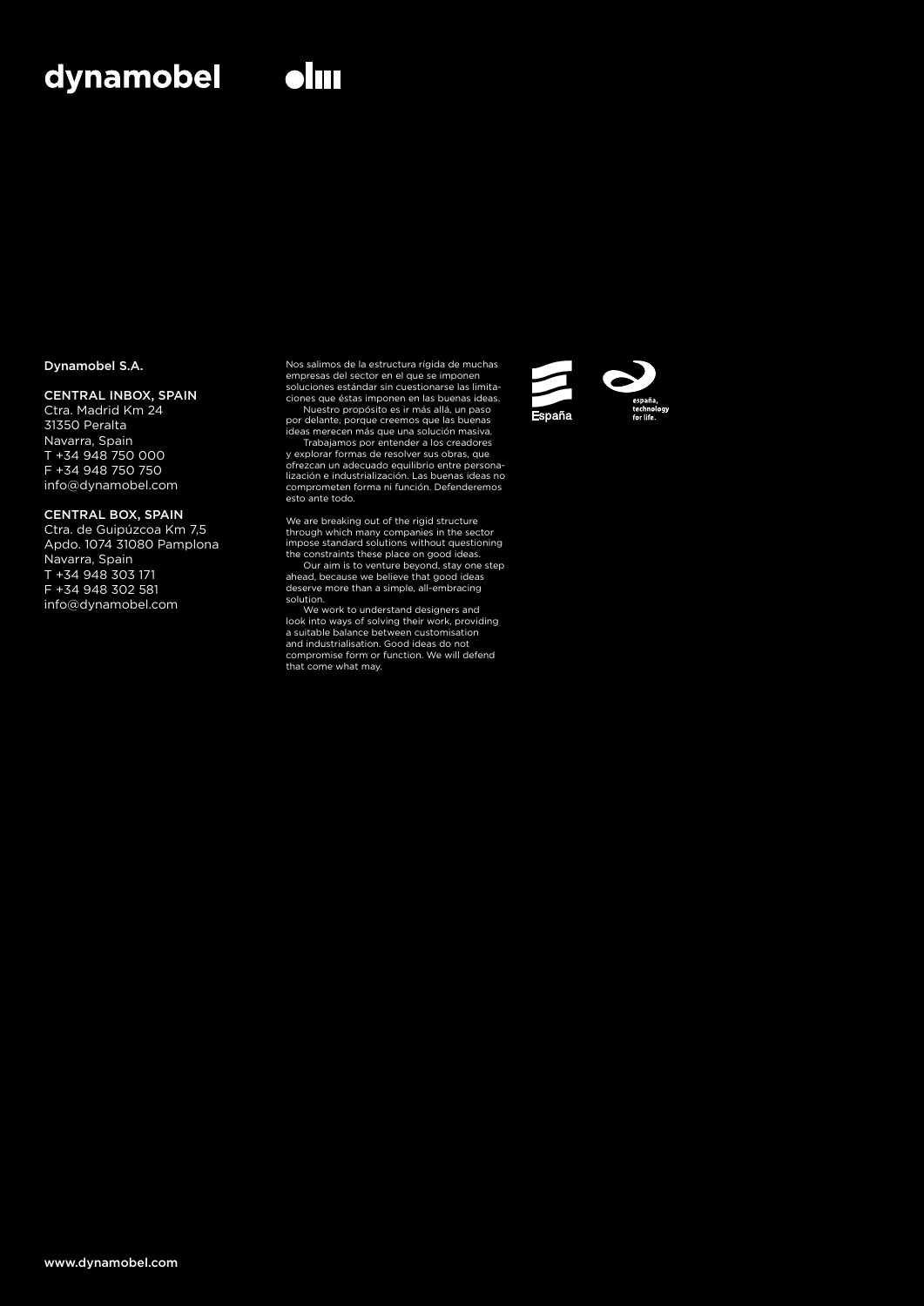dynamobel

Dynamobel S.A.

CENTRAL INBOX, SPAIN
Ctra. Madrid Km 24
31350 Peralta
Navarra, Spain
T +34 948 750 000
F +34 948 750 750
info@dynamobel.com

CENTRAL BOX, SPAIN
Ctra. de Guipúzcoa Km 7,5
Apdo. 1074 31080 Pamplona
Navarra, Spain
T +34 948 303 171
F +34 948 302 581
info@dynamobel.com

Nos salimos de la estructura rígida de muchas empresas del sector en el que se imponen soluciones estándar sin cuestionarse las limitaciones que éstas imponen en las buenas ideas.

Nuestro propósito es ir más allá, un paso por delante, porque creemos que las buenas ideas merecen más que una solución masiva.

Trabajamos por entender a los creadores y explorar formas de resolver sus obras, que ofrezcan un adecuado equilibrio entre personalización e industrialización. Las buenas ideas no comprometen forma ni función. Defenderemos esto ante todo.

We are breaking out of the rigid structure through which many companies in the sector impose standard solutions without questioning the constraints these place on good ideas.

Our aim is to venture beyond, stay one step ahead, because we believe that good ideas deserve more than a simple, all-embracing solution.

We work to understand designers and look into ways of solving their work, providing a suitable balance between customisation and industrialisation. Good ideas do not compromise form or function. We will defend that come what may.

España

españa, technology for life.

www.dynamobel.com